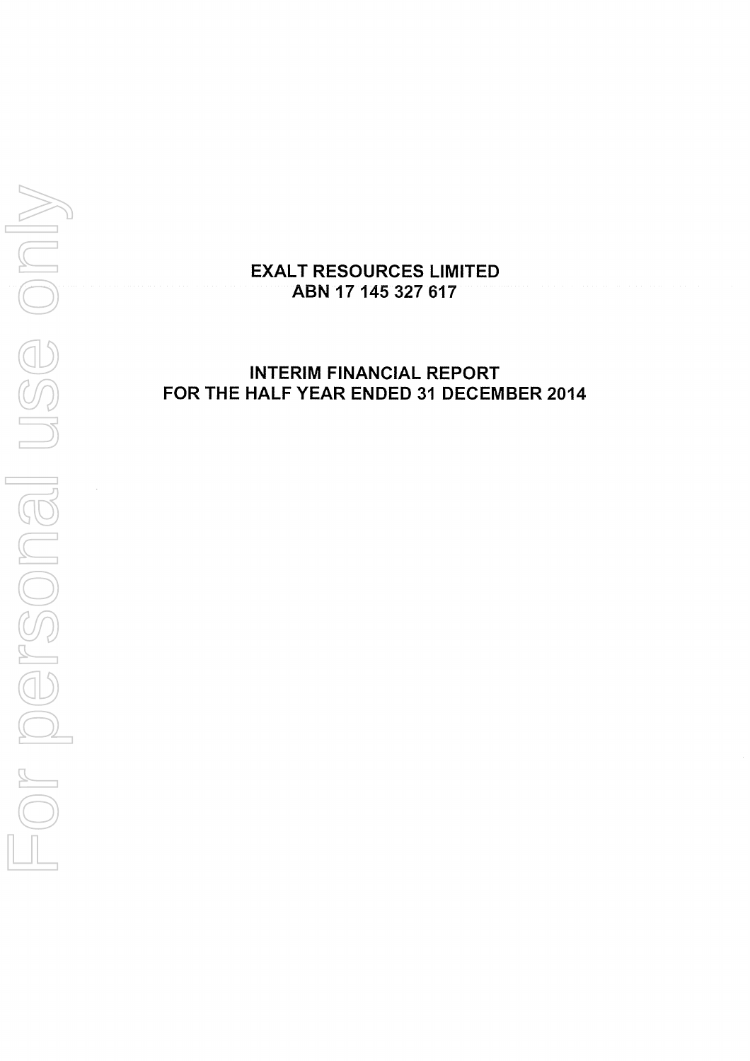# EXALT RESOURCES LIMITED
## ABN 17 145 327 617

# INTERIM FINANCIAL REPORT
## FOR THE HALF YEAR ENDED 31 DECEMBER 2014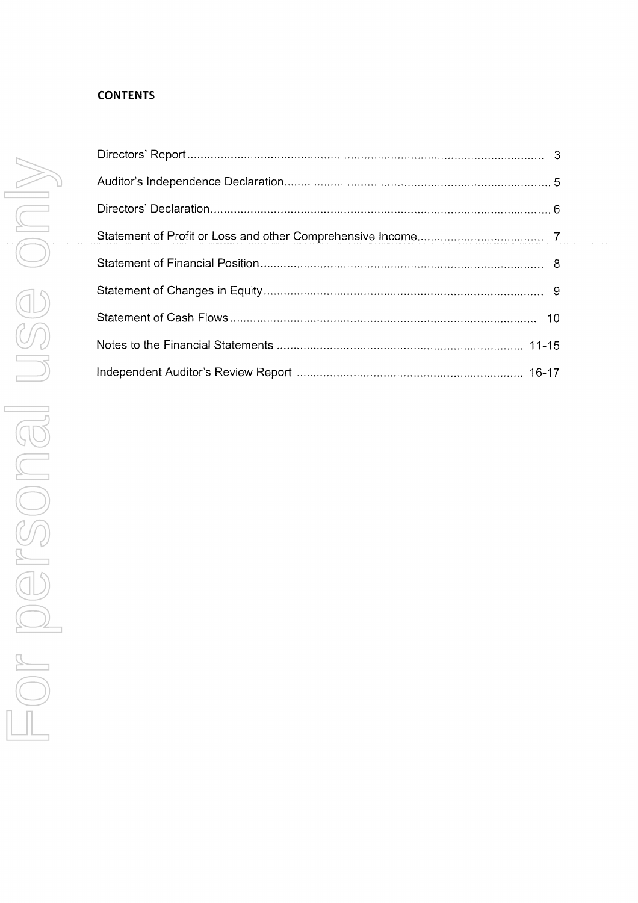**CONTENTS**

| | |
|---|---|
| Directors' Report | 3 |
| Auditor's Independence Declaration | 5 |
| Directors' Declaration | 6 |
| Statement of Profit or Loss and other Comprehensive Income | 7 |
| Statement of Financial Position | 8 |
| Statement of Changes in Equity | 9 |
| Statement of Cash Flows | 10 |
| Notes to the Financial Statements | 11-15 |
| Independent Auditor's Review Report | 16-17 |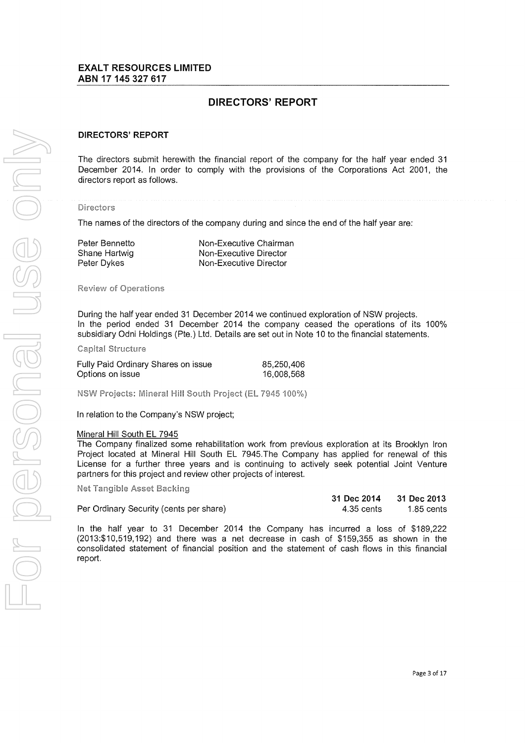**EXALT RESOURCES LIMITED**
**ABN 17 145 327 617**

## DIRECTORS' REPORT

### DIRECTORS' REPORT

The directors submit herewith the financial report of the company for the half year ended 31 December 2014. In order to comply with the provisions of the Corporations Act 2001, the directors report as follows.

#### Directors

The names of the directors of the company during and since the end of the half year are:

| | |
|---|---|
| Peter Bennetto | Non-Executive Chairman |
| Shane Hartwig | Non-Executive Director |
| Peter Dykes | Non-Executive Director |

#### Review of Operations

During the half year ended 31 December 2014 we continued exploration of NSW projects.
In the period ended 31 December 2014 the company ceased the operations of its 100% subsidiary Odni Holdings (Pte.) Ltd. Details are set out in Note 10 to the financial statements.

#### Capital Structure

| | |
|---|---|
| Fully Paid Ordinary Shares on issue | 85,250,406 |
| Options on issue | 16,008,568 |

#### NSW Projects: Mineral Hill South Project (EL 7945 100%)

In relation to the Company's NSW project;

Mineral Hill South EL 7945
The Company finalized some rehabilitation work from previous exploration at its Brooklyn Iron Project located at Mineral Hill South EL 7945.The Company has applied for renewal of this License for a further three years and is continuing to actively seek potential Joint Venture partners for this project and review other projects of interest.

#### Net Tangible Asset Backing

| | 31 Dec 2014 | 31 Dec 2013 |
|---|---|---|
| Per Ordinary Security (cents per share) | 4.35 cents | 1.85 cents |

In the half year to 31 December 2014 the Company has incurred a loss of $189,222 (2013:$10,519,192) and there was a net decrease in cash of $159,355 as shown in the consolidated statement of financial position and the statement of cash flows in this financial report.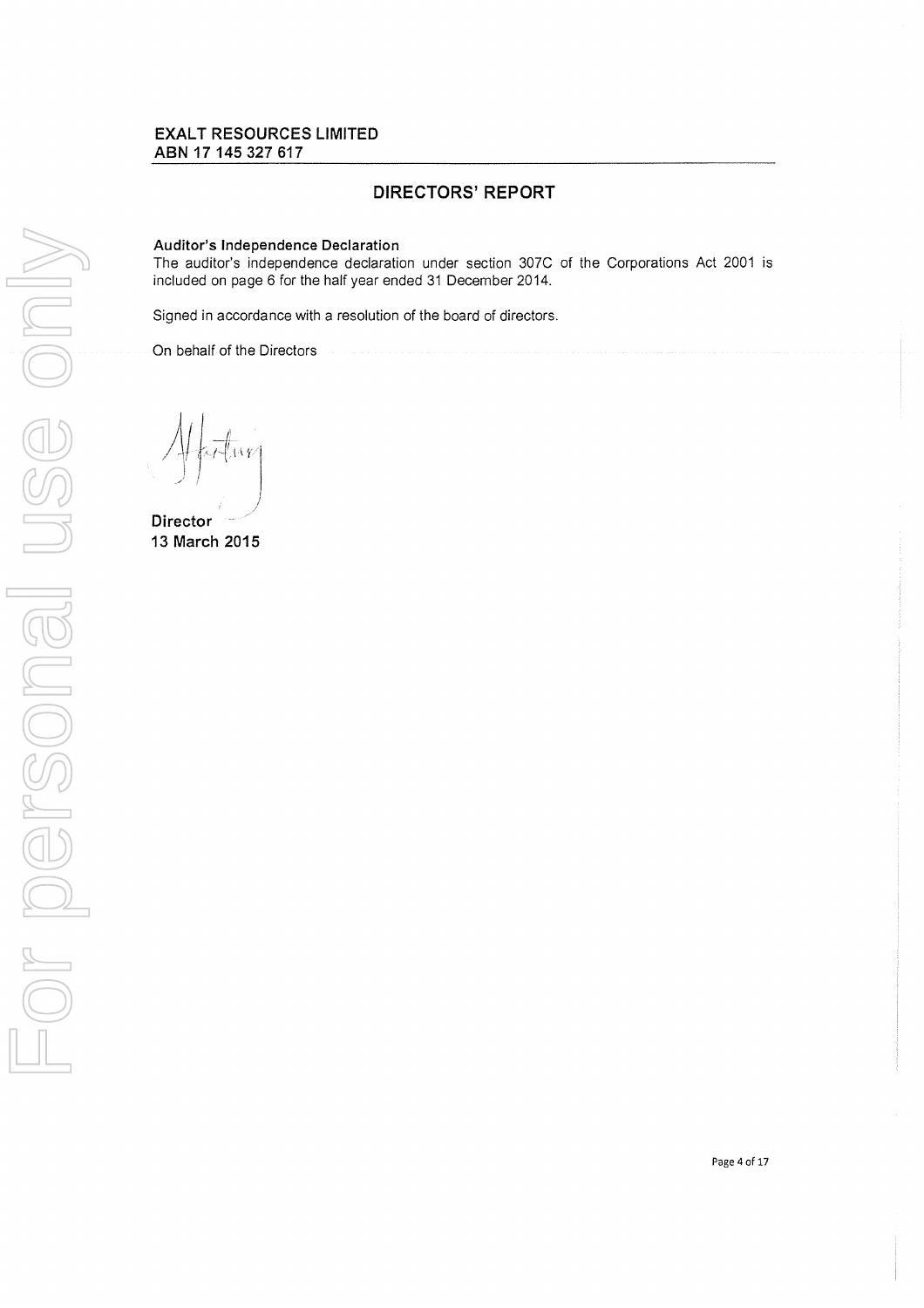**EXALT RESOURCES LIMITED**
**ABN 17 145 327 617**

## DIRECTORS' REPORT

**Auditor's Independence Declaration**

The auditor's independence declaration under section 307C of the Corporations Act 2001 is included on page 6 for the half year ended 31 December 2014.

Signed in accordance with a resolution of the board of directors.

On behalf of the Directors

**Director**
**13 March 2015**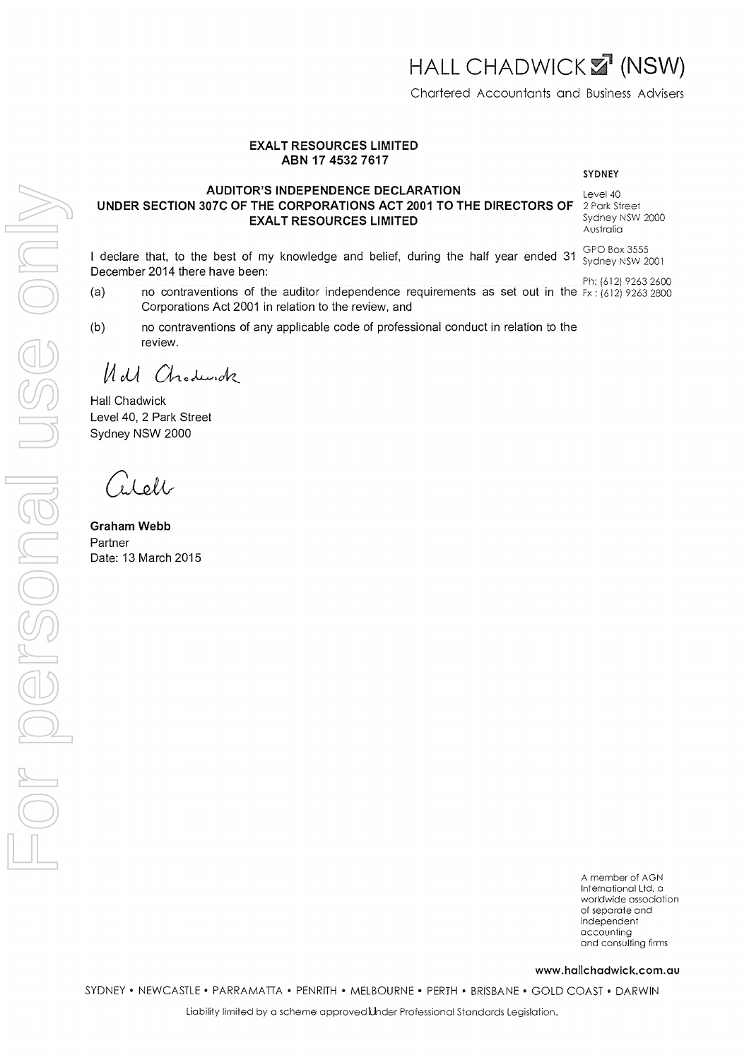HALL CHADWICK (NSW)

Chartered Accountants and Business Advisers

**EXALT RESOURCES LIMITED**
**ABN 17 4532 7617**

SYDNEY

Level 40
2 Park Street
Sydney NSW 2000
Australia

GPO Box 3555
Sydney NSW 2001

Ph: (612) 9263 2600
Fx : (612) 9263 2800

**AUDITOR'S INDEPENDENCE DECLARATION**
**UNDER SECTION 307C OF THE CORPORATIONS ACT 2001 TO THE DIRECTORS OF EXALT RESOURCES LIMITED**

I declare that, to the best of my knowledge and belief, during the half year ended 31 December 2014 there have been:

(a) no contraventions of the auditor independence requirements as set out in the Corporations Act 2001 in relation to the review, and

(b) no contraventions of any applicable code of professional conduct in relation to the review.

Hall Chadwick
Level 40, 2 Park Street
Sydney NSW 2000

**Graham Webb**
Partner
Date: 13 March 2015

A member of AGN International Ltd, a worldwide association of separate and independent accounting and consulting firms

www.hallchadwick.com.au

SYDNEY • NEWCASTLE • PARRAMATTA • PENRITH • MELBOURNE • PERTH • BRISBANE • GOLD COAST • DARWIN

Liability limited by a scheme approved under Professional Standards Legislation.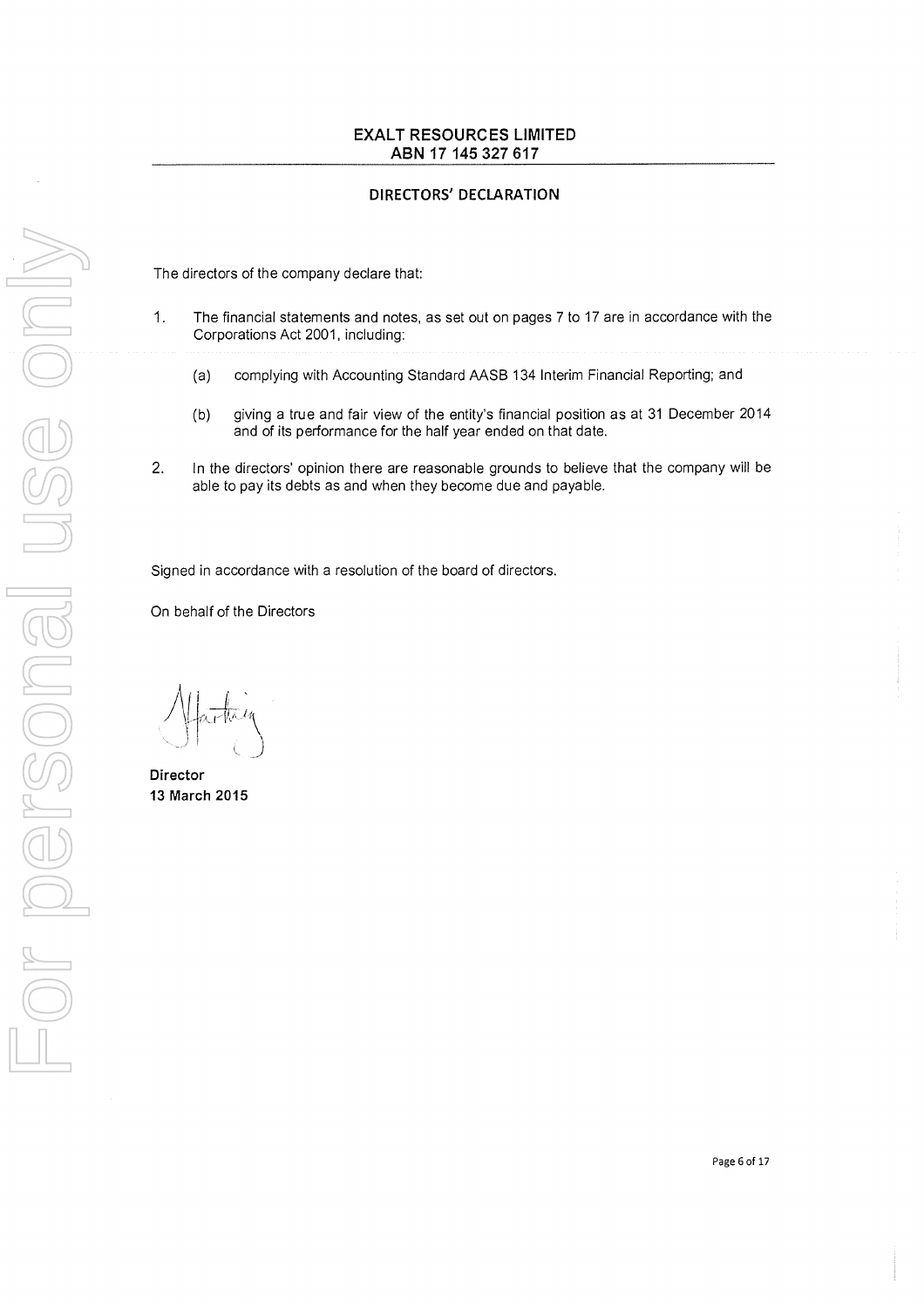**EXALT RESOURCES LIMITED**
**ABN 17 145 327 617**

## DIRECTORS' DECLARATION

The directors of the company declare that:

1. The financial statements and notes, as set out on pages 7 to 17 are in accordance with the Corporations Act 2001, including:

   (a) complying with Accounting Standard AASB 134 Interim Financial Reporting; and

   (b) giving a true and fair view of the entity's financial position as at 31 December 2014 and of its performance for the half year ended on that date.

2. In the directors' opinion there are reasonable grounds to believe that the company will be able to pay its debts as and when they become due and payable.

Signed in accordance with a resolution of the board of directors.

On behalf of the Directors

**Director**
**13 March 2015**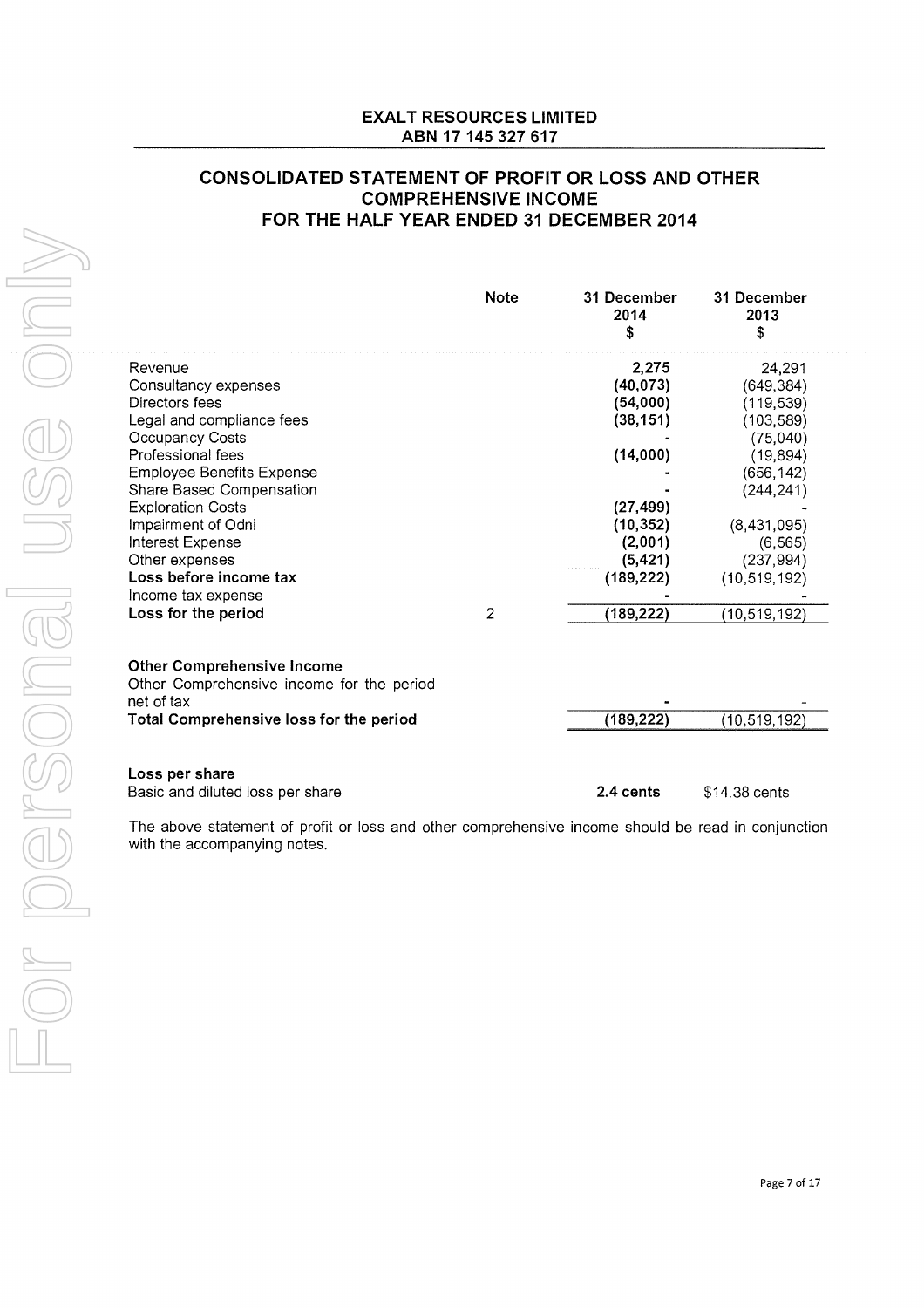**EXALT RESOURCES LIMITED**
**ABN 17 145 327 617**

# CONSOLIDATED STATEMENT OF PROFIT OR LOSS AND OTHER COMPREHENSIVE INCOME FOR THE HALF YEAR ENDED 31 DECEMBER 2014

| | Note | 31 December 2014 $ | 31 December 2013 $ |
|---|---|---|---|
| Revenue | | **2,275** | 24,291 |
| Consultancy expenses | | **(40,073)** | (649,384) |
| Directors fees | | **(54,000)** | (119,539) |
| Legal and compliance fees | | **(38,151)** | (103,589) |
| Occupancy Costs | | **-** | (75,040) |
| Professional fees | | **(14,000)** | (19,894) |
| Employee Benefits Expense | | **-** | (656,142) |
| Share Based Compensation | | **-** | (244,241) |
| Exploration Costs | | **(27,499)** | - |
| Impairment of Odni | | **(10,352)** | (8,431,095) |
| Interest Expense | | **(2,001)** | (6,565) |
| Other expenses | | **(5,421)** | (237,994) |
| **Loss before income tax** | | **(189,222)** | (10,519,192) |
| Income tax expense | | **-** | - |
| **Loss for the period** | 2 | **(189,222)** | (10,519,192) |
| | | | |
| **Other Comprehensive Income** | | | |
| Other Comprehensive income for the period net of tax | | **-** | - |
| **Total Comprehensive loss for the period** | | **(189,222)** | (10,519,192) |
| | | | |
| **Loss per share** | | | |
| Basic and diluted loss per share | | **2.4 cents** | $14.38 cents |

The above statement of profit or loss and other comprehensive income should be read in conjunction with the accompanying notes.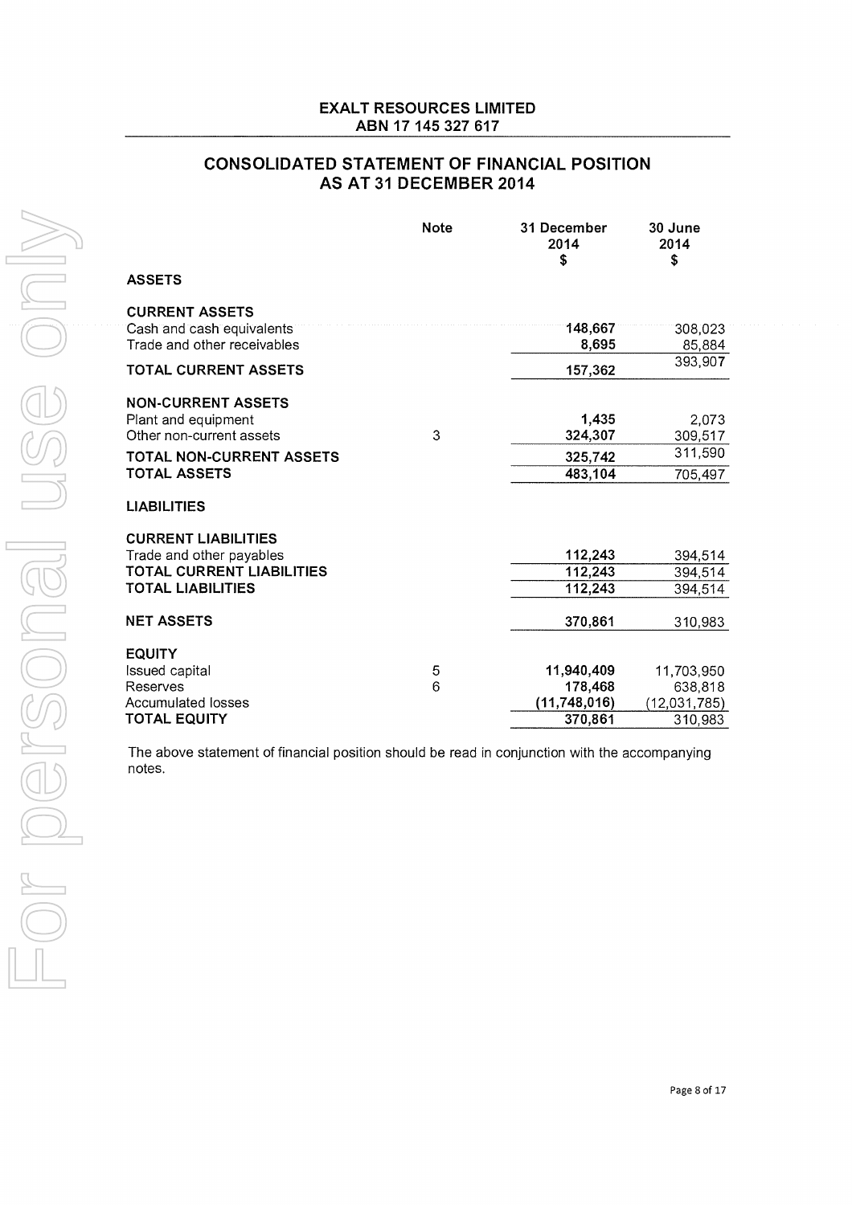**EXALT RESOURCES LIMITED**
**ABN 17 145 327 617**

## CONSOLIDATED STATEMENT OF FINANCIAL POSITION AS AT 31 DECEMBER 2014

| | Note | 31 December 2014 $ | 30 June 2014 $ |
|---|---|---|---|
| **ASSETS** | | | |
| **CURRENT ASSETS** | | | |
| Cash and cash equivalents | | **148,667** | 308,023 |
| Trade and other receivables | | **8,695** | 85,884 |
| **TOTAL CURRENT ASSETS** | | **157,362** | 393,907 |
| **NON-CURRENT ASSETS** | | | |
| Plant and equipment | | **1,435** | 2,073 |
| Other non-current assets | 3 | **324,307** | 309,517 |
| **TOTAL NON-CURRENT ASSETS** | | **325,742** | 311,590 |
| **TOTAL ASSETS** | | **483,104** | 705,497 |
| **LIABILITIES** | | | |
| **CURRENT LIABILITIES** | | | |
| Trade and other payables | | **112,243** | 394,514 |
| **TOTAL CURRENT LIABILITIES** | | **112,243** | 394,514 |
| **TOTAL LIABILITIES** | | **112,243** | 394,514 |
| **NET ASSETS** | | **370,861** | 310,983 |
| **EQUITY** | | | |
| Issued capital | 5 | **11,940,409** | 11,703,950 |
| Reserves | 6 | **178,468** | 638,818 |
| Accumulated losses | | **(11,748,016)** | (12,031,785) |
| **TOTAL EQUITY** | | **370,861** | 310,983 |

The above statement of financial position should be read in conjunction with the accompanying notes.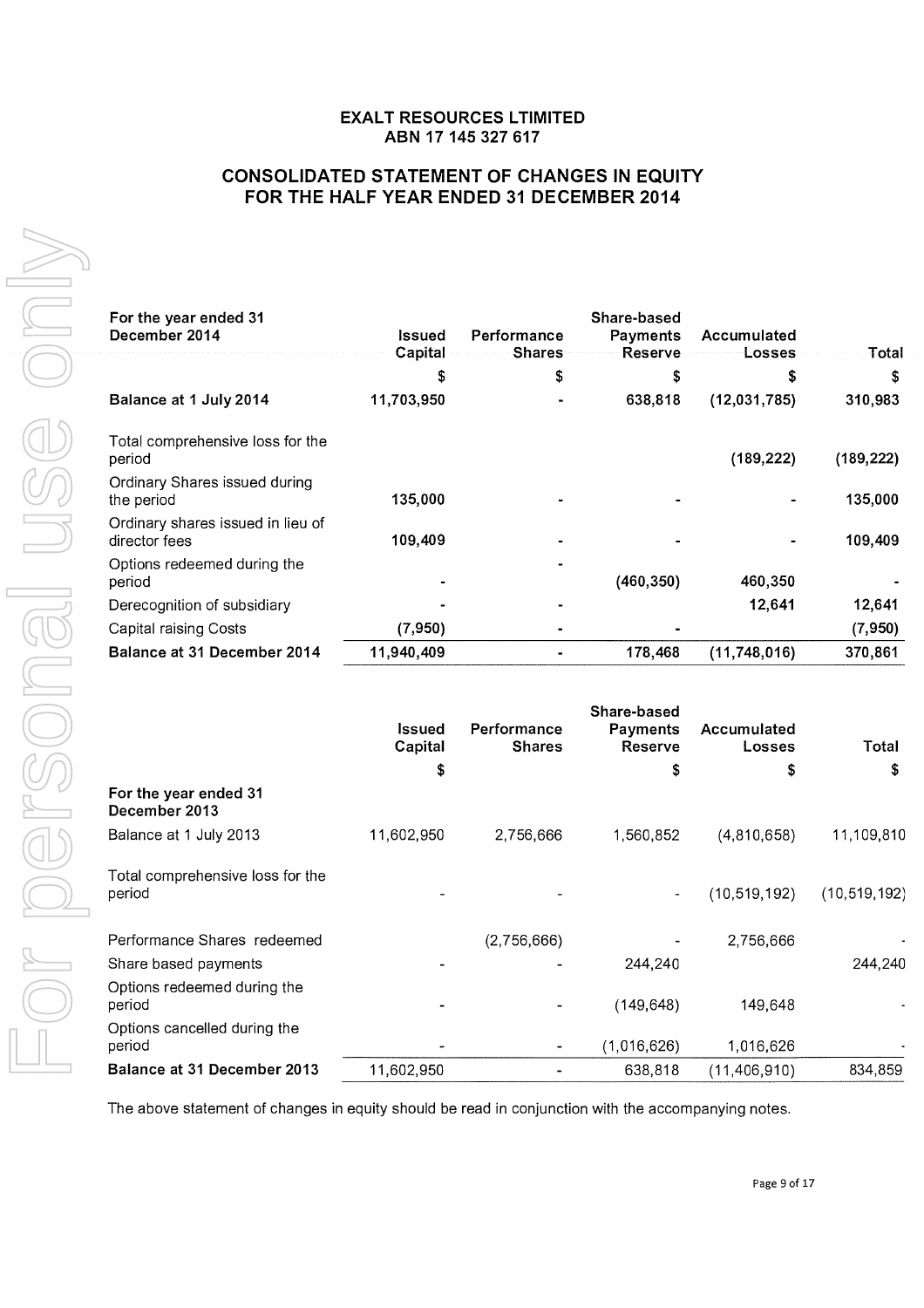# EXALT RESOURCES LTIMITED
## ABN 17 145 327 617

## CONSOLIDATED STATEMENT OF CHANGES IN EQUITY FOR THE HALF YEAR ENDED 31 DECEMBER 2014

| For the year ended 31 December 2014 | Issued Capital | Performance Shares | Share-based Payments Reserve | Accumulated Losses | Total |
|---|---|---|---|---|---|
| | $ | $ | $ | $ | $ |
| **Balance at 1 July 2014** | **11,703,950** | **-** | **638,818** | **(12,031,785)** | **310,983** |
| Total comprehensive loss for the period | | | | **(189,222)** | **(189,222)** |
| Ordinary Shares issued during the period | **135,000** | **-** | **-** | **-** | **135,000** |
| Ordinary shares issued in lieu of director fees | **109,409** | **-** | **-** | **-** | **109,409** |
| Options redeemed during the period | **-** | **-** | **(460,350)** | **460,350** | **-** |
| Derecognition of subsidiary | **-** | **-** | **-** | **12,641** | **12,641** |
| Capital raising Costs | **(7,950)** | **-** | **-** | | **(7,950)** |
| **Balance at 31 December 2014** | **11,940,409** | **-** | **178,468** | **(11,748,016)** | **370,861** |

| | Issued Capital | Performance Shares | Share-based Payments Reserve | Accumulated Losses | Total |
|---|---|---|---|---|---|
| | $ | | $ | $ | $ |
| **For the year ended 31 December 2013** | | | | | |
| Balance at 1 July 2013 | 11,602,950 | 2,756,666 | 1,560,852 | (4,810,658) | 11,109,810 |
| Total comprehensive loss for the period | - | - | - | (10,519,192) | (10,519,192) |
| Performance Shares redeemed | | (2,756,666) | - | 2,756,666 | - |
| Share based payments | - | - | 244,240 | | 244,240 |
| Options redeemed during the period | - | - | (149,648) | 149,648 | - |
| Options cancelled during the period | - | - | (1,016,626) | 1,016,626 | - |
| **Balance at 31 December 2013** | 11,602,950 | - | 638,818 | (11,406,910) | 834,859 |

The above statement of changes in equity should be read in conjunction with the accompanying notes.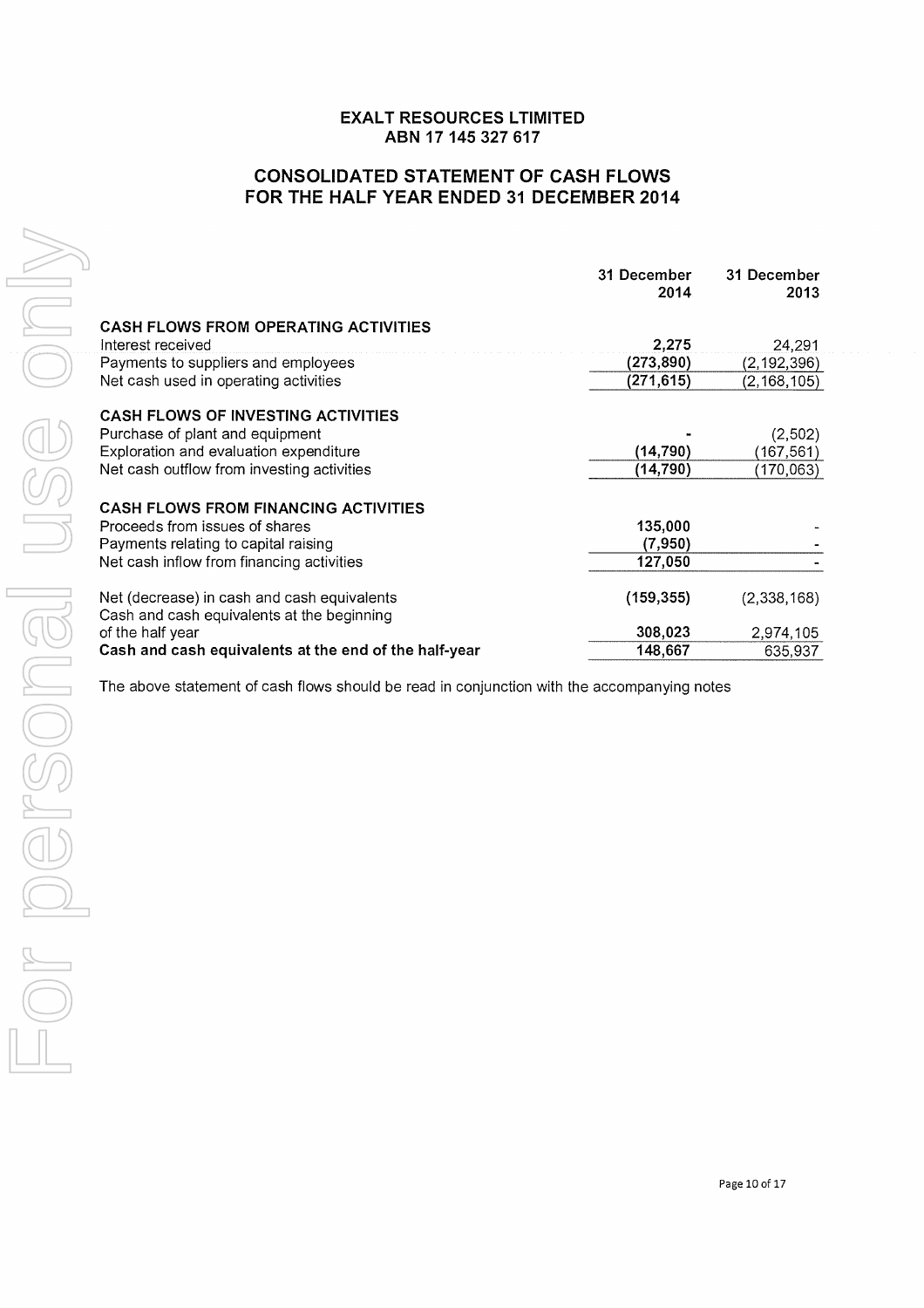**EXALT RESOURCES LTIMITED**
**ABN 17 145 327 617**

# CONSOLIDATED STATEMENT OF CASH FLOWS FOR THE HALF YEAR ENDED 31 DECEMBER 2014

| | 31 December 2014 | 31 December 2013 |
|---|---|---|
| **CASH FLOWS FROM OPERATING ACTIVITIES** | | |
| Interest received | **2,275** | 24,291 |
| Payments to suppliers and employees | **(273,890)** | (2,192,396) |
| Net cash used in operating activities | **(271,615)** | (2,168,105) |
| **CASH FLOWS OF INVESTING ACTIVITIES** | | |
| Purchase of plant and equipment | **-** | (2,502) |
| Exploration and evaluation expenditure | **(14,790)** | (167,561) |
| Net cash outflow from investing activities | **(14,790)** | (170,063) |
| **CASH FLOWS FROM FINANCING ACTIVITIES** | | |
| Proceeds from issues of shares | **135,000** | - |
| Payments relating to capital raising | **(7,950)** | - |
| Net cash inflow from financing activities | **127,050** | - |
| Net (decrease) in cash and cash equivalents | **(159,355)** | (2,338,168) |
| Cash and cash equivalents at the beginning of the half year | **308,023** | 2,974,105 |
| **Cash and cash equivalents at the end of the half-year** | **148,667** | 635,937 |

The above statement of cash flows should be read in conjunction with the accompanying notes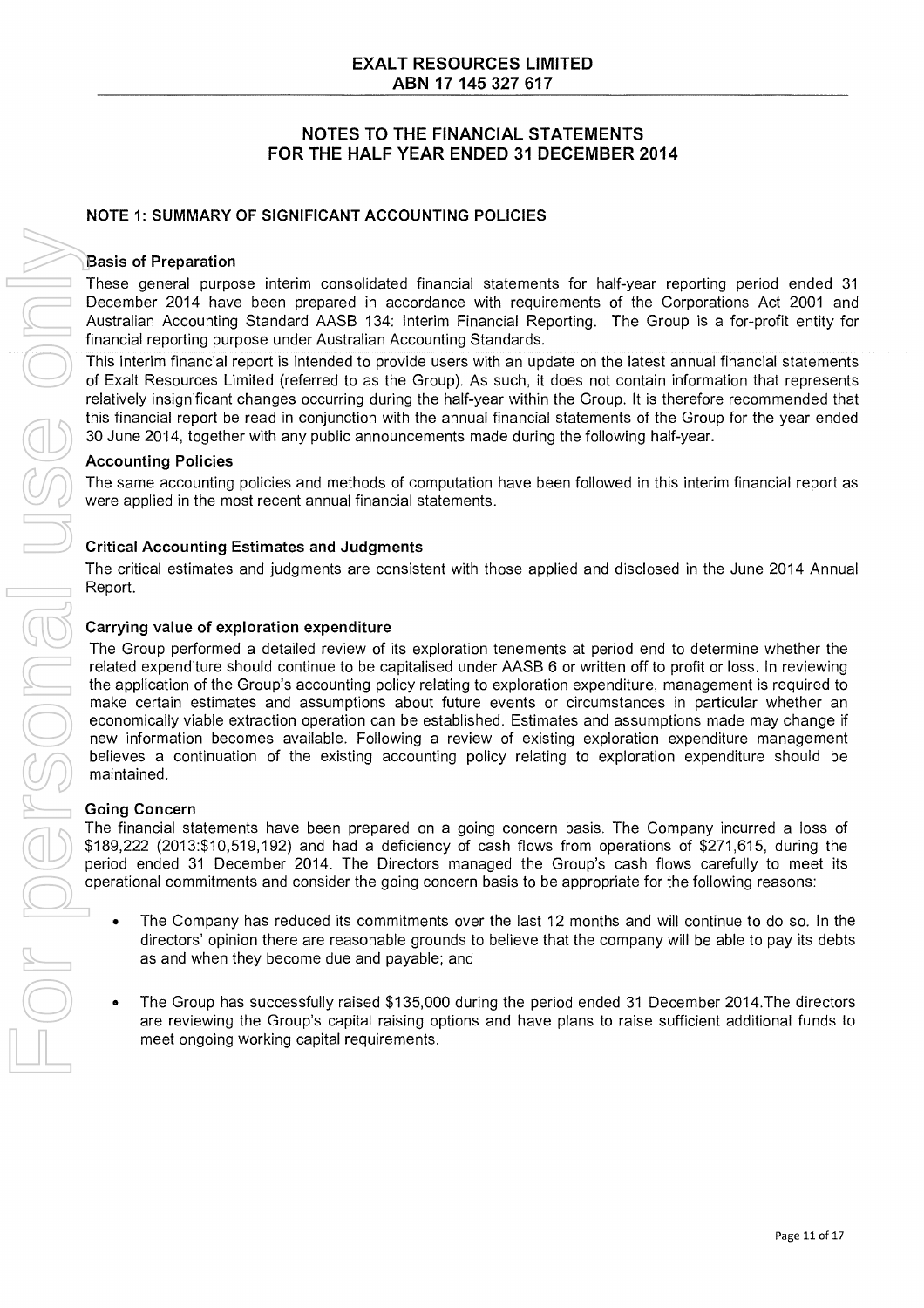**EXALT RESOURCES LIMITED**
**ABN 17 145 327 617**

# NOTES TO THE FINANCIAL STATEMENTS FOR THE HALF YEAR ENDED 31 DECEMBER 2014

## NOTE 1: SUMMARY OF SIGNIFICANT ACCOUNTING POLICIES

### Basis of Preparation

These general purpose interim consolidated financial statements for half-year reporting period ended 31 December 2014 have been prepared in accordance with requirements of the Corporations Act 2001 and Australian Accounting Standard AASB 134: Interim Financial Reporting. The Group is a for-profit entity for financial reporting purpose under Australian Accounting Standards.

This interim financial report is intended to provide users with an update on the latest annual financial statements of Exalt Resources Limited (referred to as the Group). As such, it does not contain information that represents relatively insignificant changes occurring during the half-year within the Group. It is therefore recommended that this financial report be read in conjunction with the annual financial statements of the Group for the year ended 30 June 2014, together with any public announcements made during the following half-year.

### Accounting Policies

The same accounting policies and methods of computation have been followed in this interim financial report as were applied in the most recent annual financial statements.

### Critical Accounting Estimates and Judgments

The critical estimates and judgments are consistent with those applied and disclosed in the June 2014 Annual Report.

### Carrying value of exploration expenditure

The Group performed a detailed review of its exploration tenements at period end to determine whether the related expenditure should continue to be capitalised under AASB 6 or written off to profit or loss. In reviewing the application of the Group's accounting policy relating to exploration expenditure, management is required to make certain estimates and assumptions about future events or circumstances in particular whether an economically viable extraction operation can be established. Estimates and assumptions made may change if new information becomes available. Following a review of existing exploration expenditure management believes a continuation of the existing accounting policy relating to exploration expenditure should be maintained.

### Going Concern

The financial statements have been prepared on a going concern basis. The Company incurred a loss of $189,222 (2013:$10,519,192) and had a deficiency of cash flows from operations of $271,615, during the period ended 31 December 2014. The Directors managed the Group's cash flows carefully to meet its operational commitments and consider the going concern basis to be appropriate for the following reasons:

- The Company has reduced its commitments over the last 12 months and will continue to do so. In the directors' opinion there are reasonable grounds to believe that the company will be able to pay its debts as and when they become due and payable; and
- The Group has successfully raised $135,000 during the period ended 31 December 2014.The directors are reviewing the Group's capital raising options and have plans to raise sufficient additional funds to meet ongoing working capital requirements.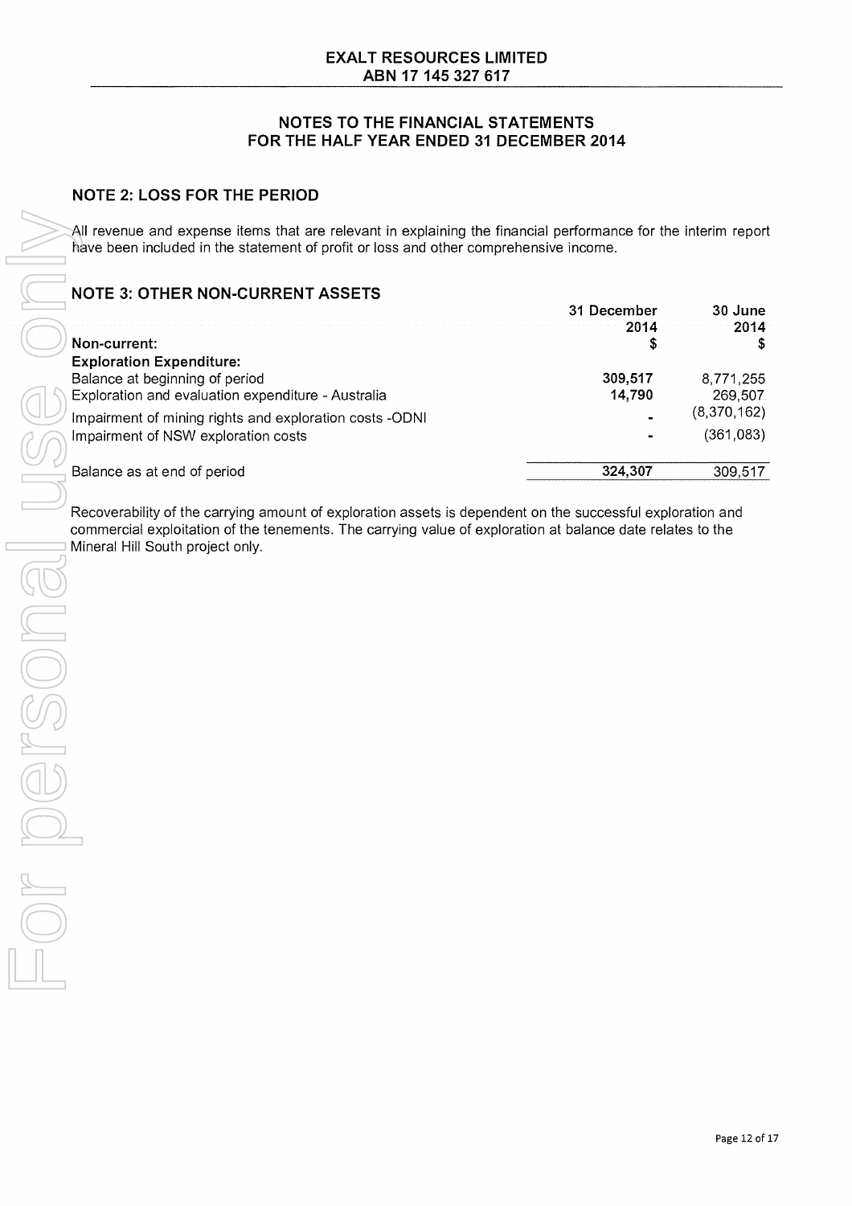## NOTE 2: LOSS FOR THE PERIOD

All revenue and expense items that are relevant in explaining the financial performance for the interim report have been included in the statement of profit or loss and other comprehensive income.

## NOTE 3: OTHER NON-CURRENT ASSETS

| | 31 December 2014 | 30 June 2014 |
|---|---|---|
| **Non-current:** | **$** | **$** |
| **Exploration Expenditure:** | | |
| Balance at beginning of period | **309,517** | 8,771,255 |
| Exploration and evaluation expenditure - Australia | **14,790** | 269,507 |
| Impairment of mining rights and exploration costs -ODNI | **-** | (8,370,162) |
| Impairment of NSW exploration costs | **-** | (361,083) |
| Balance as at end of period | **324,307** | 309,517 |

Recoverability of the carrying amount of exploration assets is dependent on the successful exploration and commercial exploitation of the tenements. The carrying value of exploration at balance date relates to the Mineral Hill South project only.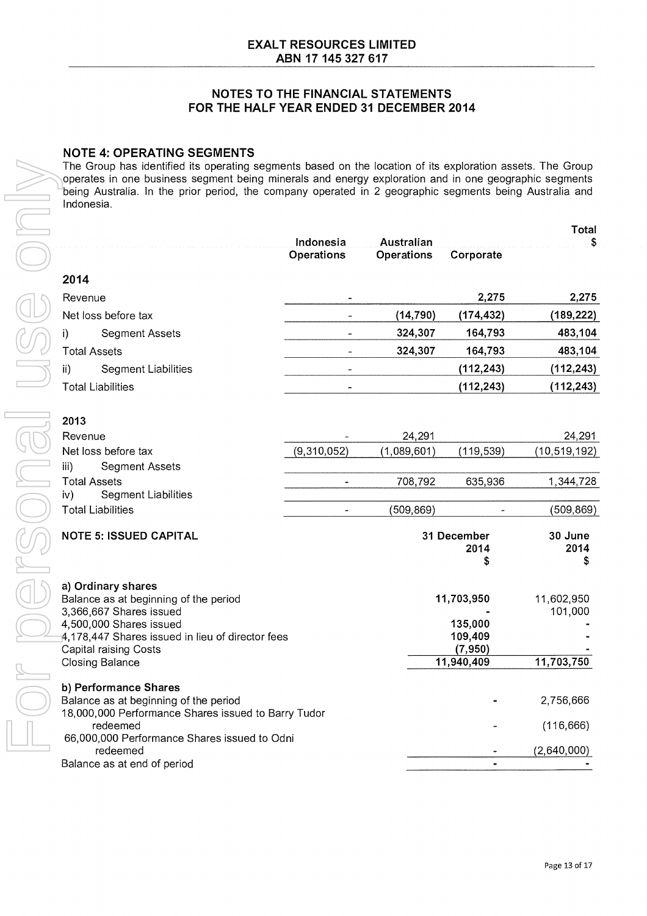**EXALT RESOURCES LIMITED**
**ABN 17 145 327 617**

## NOTES TO THE FINANCIAL STATEMENTS FOR THE HALF YEAR ENDED 31 DECEMBER 2014

### NOTE 4: OPERATING SEGMENTS

The Group has identified its operating segments based on the location of its exploration assets. The Group operates in one business segment being minerals and energy exploration and in one geographic segments being Australia. In the prior period, the company operated in 2 geographic segments being Australia and Indonesia.

| | Indonesia Operations | Australian Operations | Corporate | Total $ |
|---|---|---|---|---|
| **2014** | | | | |
| Revenue | - | | **2,275** | **2,275** |
| Net loss before tax | - | **(14,790)** | **(174,432)** | **(189,222)** |
| i) Segment Assets | - | **324,307** | **164,793** | **483,104** |
| Total Assets | - | **324,307** | **164,793** | **483,104** |
| ii) Segment Liabilities | - | | **(112,243)** | **(112,243)** |
| Total Liabilities | - | | **(112,243)** | **(112,243)** |
| **2013** | | | | |
| Revenue | - | 24,291 | | 24,291 |
| Net loss before tax | (9,310,052) | (1,089,601) | (119,539) | (10,519,192) |
| iii) Segment Assets | | | | |
| Total Assets | - | 708,792 | 635,936 | 1,344,728 |
| iv) Segment Liabilities | | | | |
| Total Liabilities | - | (509,869) | - | (509,869) |

### NOTE 5: ISSUED CAPITAL

| | 31 December 2014 $ | 30 June 2014 $ |
|---|---|---|
| **a) Ordinary shares** | | |
| Balance as at beginning of the period | **11,703,950** | 11,602,950 |
| 3,366,667 Shares issued | **-** | 101,000 |
| 4,500,000 Shares issued | **135,000** | - |
| 4,178,447 Shares issued in lieu of director fees | **109,409** | - |
| Capital raising Costs | **(7,950)** | - |
| Closing Balance | **11,940,409** | **11,703,750** |
| **b) Performance Shares** | | |
| Balance as at beginning of the period | **-** | 2,756,666 |
| 18,000,000 Performance Shares issued to Barry Tudor redeemed | - | (116,666) |
| 66,000,000 Performance Shares issued to Odni redeemed | - | (2,640,000) |
| Balance as at end of period | **-** | **-** |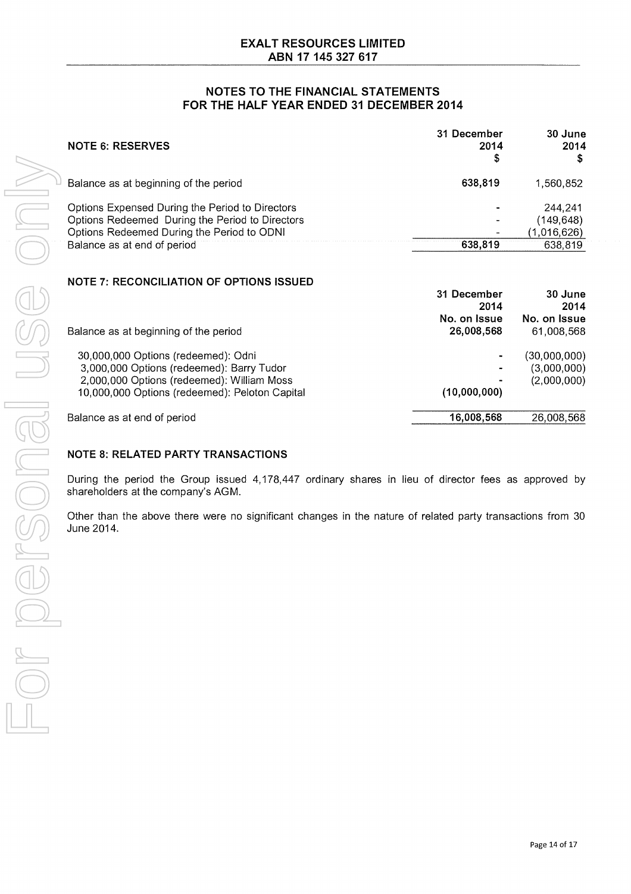# EXALT RESOURCES LIMITED
## ABN 17 145 327 617

## NOTES TO THE FINANCIAL STATEMENTS FOR THE HALF YEAR ENDED 31 DECEMBER 2014

| NOTE 6: RESERVES | 31 December 2014 $ | 30 June 2014 $ |
|---|---|---|
| Balance as at beginning of the period | **638,819** | 1,560,852 |
| Options Expensed During the Period to Directors | - | 244,241 |
| Options Redeemed During the Period to Directors | - | (149,648) |
| Options Redeemed During the Period to ODNI | - | (1,016,626) |
| Balance as at end of period | **638,819** | 638,819 |

### NOTE 7: RECONCILIATION OF OPTIONS ISSUED

| | 31 December 2014 No. on Issue | 30 June 2014 No. on Issue |
|---|---|---|
| Balance as at beginning of the period | **26,008,568** | 61,008,568 |
| 30,000,000 Options (redeemed): Odni | - | (30,000,000) |
| 3,000,000 Options (redeemed): Barry Tudor | - | (3,000,000) |
| 2,000,000 Options (redeemed): William Moss | - | (2,000,000) |
| 10,000,000 Options (redeemed): Peloton Capital | **(10,000,000)** | |
| Balance as at end of period | **16,008,568** | 26,008,568 |

### NOTE 8: RELATED PARTY TRANSACTIONS

During the period the Group issued 4,178,447 ordinary shares in lieu of director fees as approved by shareholders at the company's AGM.

Other than the above there were no significant changes in the nature of related party transactions from 30 June 2014.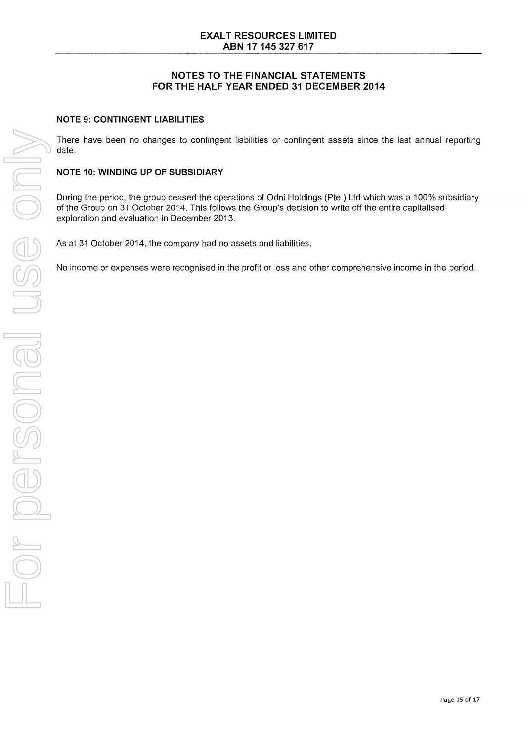# NOTES TO THE FINANCIAL STATEMENTS FOR THE HALF YEAR ENDED 31 DECEMBER 2014

## NOTE 9: CONTINGENT LIABILITIES

There have been no changes to contingent liabilities or contingent assets since the last annual reporting date.

## NOTE 10: WINDING UP OF SUBSIDIARY

During the period, the group ceased the operations of Odni Holdings (Pte.) Ltd which was a 100% subsidiary of the Group on 31 October 2014. This follows the Group's decision to write off the entire capitalised exploration and evaluation in December 2013.

As at 31 October 2014, the company had no assets and liabilities.

No income or expenses were recognised in the profit or loss and other comprehensive income in the period.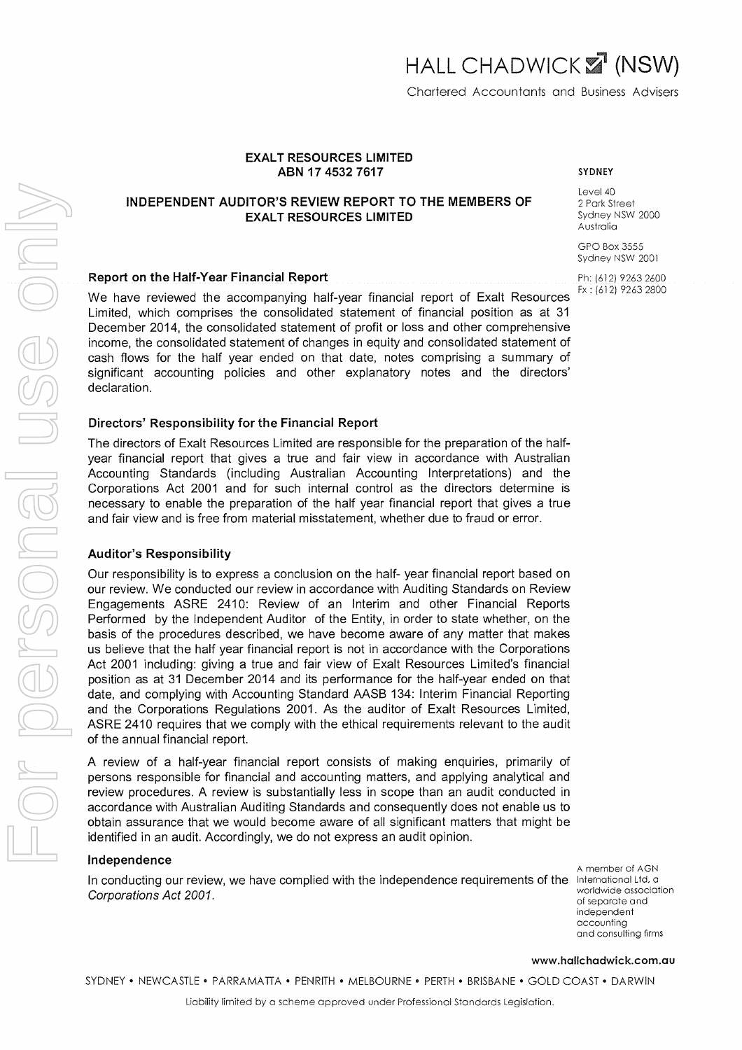# HALL CHADWICK (NSW)

Chartered Accountants and Business Advisers

**EXALT RESOURCES LIMITED**
**ABN 17 4532 7617**

**INDEPENDENT AUDITOR'S REVIEW REPORT TO THE MEMBERS OF EXALT RESOURCES LIMITED**

SYDNEY

Level 40
2 Park Street
Sydney NSW 2000
Australia

GPO Box 3555
Sydney NSW 2001

Ph: (612) 9263 2600
Fx : (612) 9263 2800

### Report on the Half-Year Financial Report

We have reviewed the accompanying half-year financial report of Exalt Resources Limited, which comprises the consolidated statement of financial position as at 31 December 2014, the consolidated statement of profit or loss and other comprehensive income, the consolidated statement of changes in equity and consolidated statement of cash flows for the half year ended on that date, notes comprising a summary of significant accounting policies and other explanatory notes and the directors' declaration.

### Directors' Responsibility for the Financial Report

The directors of Exalt Resources Limited are responsible for the preparation of the half-year financial report that gives a true and fair view in accordance with Australian Accounting Standards (including Australian Accounting Interpretations) and the Corporations Act 2001 and for such internal control as the directors determine is necessary to enable the preparation of the half year financial report that gives a true and fair view and is free from material misstatement, whether due to fraud or error.

### Auditor's Responsibility

Our responsibility is to express a conclusion on the half- year financial report based on our review. We conducted our review in accordance with Auditing Standards on Review Engagements ASRE 2410: Review of an Interim and other Financial Reports Performed by the Independent Auditor of the Entity, in order to state whether, on the basis of the procedures described, we have become aware of any matter that makes us believe that the half year financial report is not in accordance with the Corporations Act 2001 including: giving a true and fair view of Exalt Resources Limited's financial position as at 31 December 2014 and its performance for the half-year ended on that date, and complying with Accounting Standard AASB 134: Interim Financial Reporting and the Corporations Regulations 2001. As the auditor of Exalt Resources Limited, ASRE 2410 requires that we comply with the ethical requirements relevant to the audit of the annual financial report.

A review of a half-year financial report consists of making enquiries, primarily of persons responsible for financial and accounting matters, and applying analytical and review procedures. A review is substantially less in scope than an audit conducted in accordance with Australian Auditing Standards and consequently does not enable us to obtain assurance that we would become aware of all significant matters that might be identified in an audit. Accordingly, we do not express an audit opinion.

### Independence

In conducting our review, we have complied with the independence requirements of the *Corporations Act 2001*.

A member of AGN International Ltd, a worldwide association of separate and independent accounting and consulting firms

www.hallchadwick.com.au

SYDNEY • NEWCASTLE • PARRAMATTA • PENRITH • MELBOURNE • PERTH • BRISBANE • GOLD COAST • DARWIN

Liability limited by a scheme approved under Professional Standards Legislation.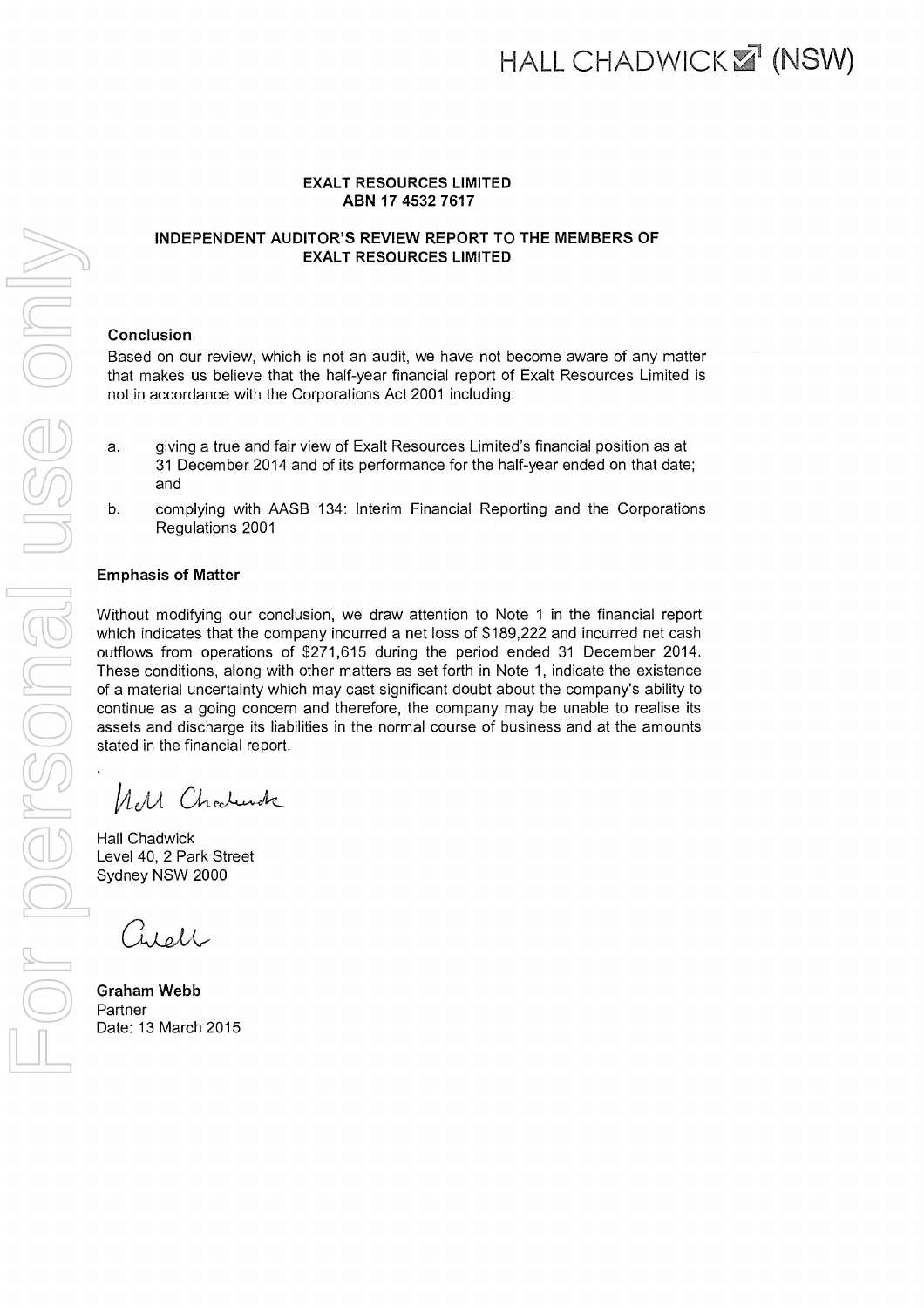HALL CHADWICK (NSW)

**EXALT RESOURCES LIMITED**
**ABN 17 4532 7617**

**INDEPENDENT AUDITOR'S REVIEW REPORT TO THE MEMBERS OF EXALT RESOURCES LIMITED**

### Conclusion

Based on our review, which is not an audit, we have not become aware of any matter that makes us believe that the half-year financial report of Exalt Resources Limited is not in accordance with the Corporations Act 2001 including:

a. giving a true and fair view of Exalt Resources Limited's financial position as at 31 December 2014 and of its performance for the half-year ended on that date; and

b. complying with AASB 134: Interim Financial Reporting and the Corporations Regulations 2001

### Emphasis of Matter

Without modifying our conclusion, we draw attention to Note 1 in the financial report which indicates that the company incurred a net loss of $189,222 and incurred net cash outflows from operations of $271,615 during the period ended 31 December 2014. These conditions, along with other matters as set forth in Note 1, indicate the existence of a material uncertainty which may cast significant doubt about the company's ability to continue as a going concern and therefore, the company may be unable to realise its assets and discharge its liabilities in the normal course of business and at the amounts stated in the financial report.

Hall Chadwick
Level 40, 2 Park Street
Sydney NSW 2000

**Graham Webb**
Partner
Date: 13 March 2015